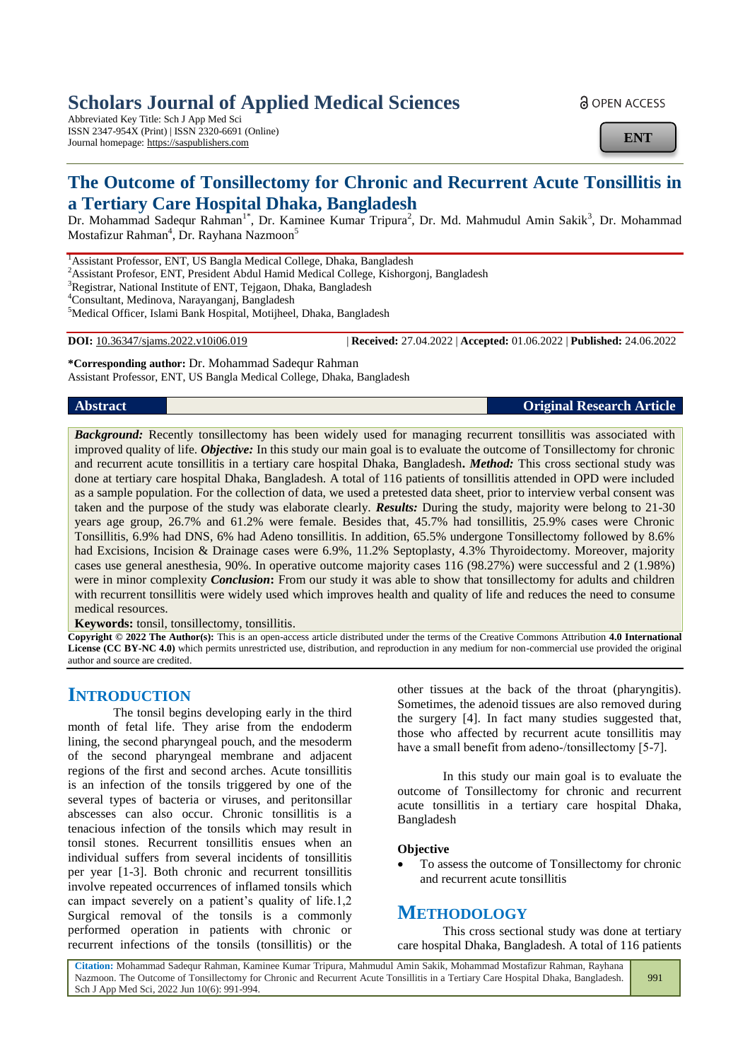# Scholars Journal of Applied Medical Sciences

Abbreviated Key Title: Sch J App Med Sci
ISSN 2347-954X (Print) | ISSN 2320-6691 (Online)
Journal homepage: https://saspublishers.com

OPEN ACCESS

**ENT**

# The Outcome of Tonsillectomy for Chronic and Recurrent Acute Tonsillitis in a Tertiary Care Hospital Dhaka, Bangladesh

Dr. Mohammad Sadequr Rahman[1*], Dr. Kaminee Kumar Tripura[2], Dr. Md. Mahmudul Amin Sakik[3], Dr. Mohammad Mostafizur Rahman[4], Dr. Rayhana Nazmoon[5]

[1]Assistant Professor, ENT, US Bangla Medical College, Dhaka, Bangladesh
[2]Assistant Profesor, ENT, President Abdul Hamid Medical College, Kishorgonj, Bangladesh
[3]Registrar, National Institute of ENT, Tejgaon, Dhaka, Bangladesh
[4]Consultant, Medinova, Narayanganj, Bangladesh
[5]Medical Officer, Islami Bank Hospital, Motijheel, Dhaka, Bangladesh

**DOI:** 10.36347/sjams.2022.v10i06.019 | **Received:** 27.04.2022 | **Accepted:** 01.06.2022 | **Published:** 24.06.2022

**\*Corresponding author:** Dr. Mohammad Sadequr Rahman
Assistant Professor, ENT, US Bangla Medical College, Dhaka, Bangladesh

**Abstract** | **Original Research Article**

***Background:*** Recently tonsillectomy has been widely used for managing recurrent tonsillitis was associated with improved quality of life. ***Objective:*** In this study our main goal is to evaluate the outcome of Tonsillectomy for chronic and recurrent acute tonsillitis in a tertiary care hospital Dhaka, Bangladesh**.** ***Method:*** This cross sectional study was done at tertiary care hospital Dhaka, Bangladesh. A total of 116 patients of tonsillitis attended in OPD were included as a sample population. For the collection of data, we used a pretested data sheet, prior to interview verbal consent was taken and the purpose of the study was elaborate clearly. ***Results:*** During the study, majority were belong to 21-30 years age group, 26.7% and 61.2% were female. Besides that, 45.7% had tonsillitis, 25.9% cases were Chronic Tonsillitis, 6.9% had DNS, 6% had Adeno tonsillitis. In addition, 65.5% undergone Tonsillectomy followed by 8.6% had Excisions, Incision & Drainage cases were 6.9%, 11.2% Septoplasty, 4.3% Thyroidectomy. Moreover, majority cases use general anesthesia, 90%. In operative outcome majority cases 116 (98.27%) were successful and 2 (1.98%) were in minor complexity ***Conclusion*:** From our study it was able to show that tonsillectomy for adults and children with recurrent tonsillitis were widely used which improves health and quality of life and reduces the need to consume medical resources.

**Keywords:** tonsil, tonsillectomy, tonsillitis.

**Copyright © 2022 The Author(s):** This is an open-access article distributed under the terms of the Creative Commons Attribution **4.0 International License (CC BY-NC 4.0)** which permits unrestricted use, distribution, and reproduction in any medium for non-commercial use provided the original author and source are credited.

## INTRODUCTION

The tonsil begins developing early in the third month of fetal life. They arise from the endoderm lining, the second pharyngeal pouch, and the mesoderm of the second pharyngeal membrane and adjacent regions of the first and second arches. Acute tonsillitis is an infection of the tonsils triggered by one of the several types of bacteria or viruses, and peritonsillar abscesses can also occur. Chronic tonsillitis is a tenacious infection of the tonsils which may result in tonsil stones. Recurrent tonsillitis ensues when an individual suffers from several incidents of tonsillitis per year [1-3]. Both chronic and recurrent tonsillitis involve repeated occurrences of inflamed tonsils which can impact severely on a patient's quality of life.1,2 Surgical removal of the tonsils is a commonly performed operation in patients with chronic or recurrent infections of the tonsils (tonsillitis) or the other tissues at the back of the throat (pharyngitis). Sometimes, the adenoid tissues are also removed during the surgery [4]. In fact many studies suggested that, those who affected by recurrent acute tonsillitis may have a small benefit from adeno-/tonsillectomy [5-7].

In this study our main goal is to evaluate the outcome of Tonsillectomy for chronic and recurrent acute tonsillitis in a tertiary care hospital Dhaka, Bangladesh

### Objective

- To assess the outcome of Tonsillectomy for chronic and recurrent acute tonsillitis

## METHODOLOGY

This cross sectional study was done at tertiary care hospital Dhaka, Bangladesh. A total of 116 patients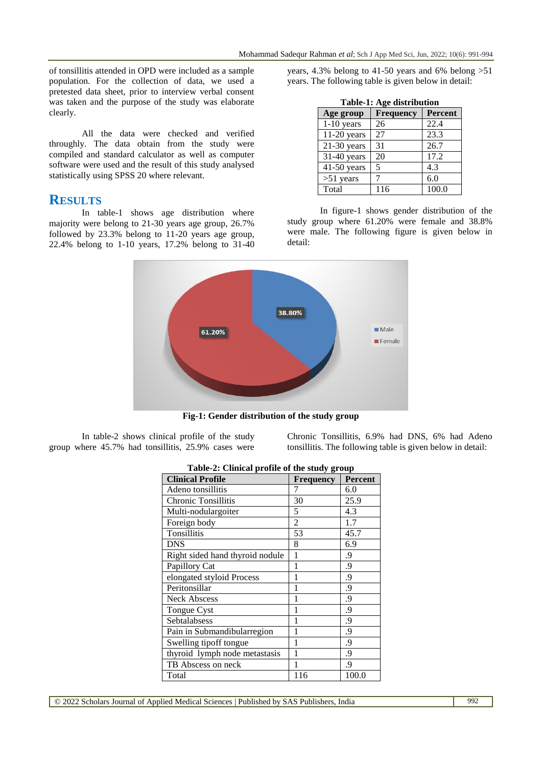of tonsillitis attended in OPD were included as a sample population. For the collection of data, we used a pretested data sheet, prior to interview verbal consent was taken and the purpose of the study was elaborate clearly.

All the data were checked and verified throughly. The data obtain from the study were compiled and standard calculator as well as computer software were used and the result of this study analysed statistically using SPSS 20 where relevant.

## RESULTS

In table-1 shows age distribution where majority were belong to 21-30 years age group, 26.7% followed by 23.3% belong to 11-20 years age group, 22.4% belong to 1-10 years, 17.2% belong to 31-40 years, 4.3% belong to 41-50 years and 6% belong >51 years. The following table is given below in detail:

**Table-1: Age distribution**

| Age group | Frequency | Percent |
|---|---|---|
| 1-10 years | 26 | 22.4 |
| 11-20 years | 27 | 23.3 |
| 21-30 years | 31 | 26.7 |
| 31-40 years | 20 | 17.2 |
| 41-50 years | 5 | 4.3 |
| >51 years | 7 | 6.0 |
| Total | 116 | 100.0 |

In figure-1 shows gender distribution of the study group where 61.20% were female and 38.8% were male. The following figure is given below in detail:

**Fig-1: Gender distribution of the study group**

In table-2 shows clinical profile of the study group where 45.7% had tonsillitis, 25.9% cases were Chronic Tonsillitis, 6.9% had DNS, 6% had Adeno tonsillitis. The following table is given below in detail:

**Table-2: Clinical profile of the study group**

| Clinical Profile | Frequency | Percent |
|---|---|---|
| Adeno tonsillitis | 7 | 6.0 |
| Chronic Tonsillitis | 30 | 25.9 |
| Multi-nodulargoiter | 5 | 4.3 |
| Foreign body | 2 | 1.7 |
| Tonsillitis | 53 | 45.7 |
| DNS | 8 | 6.9 |
| Right sided hand thyroid nodule | 1 | .9 |
| Papillory Cat | 1 | .9 |
| elongated styloid Process | 1 | .9 |
| Peritonsillar | 1 | .9 |
| Neck Abscess | 1 | .9 |
| Tongue Cyst | 1 | .9 |
| Sebtalabsess | 1 | .9 |
| Pain in Submandibularregion | 1 | .9 |
| Swelling tipoff tongue | 1 | .9 |
| thyroid lymph node metastasis | 1 | .9 |
| TB Abscess on neck | 1 | .9 |
| Total | 116 | 100.0 |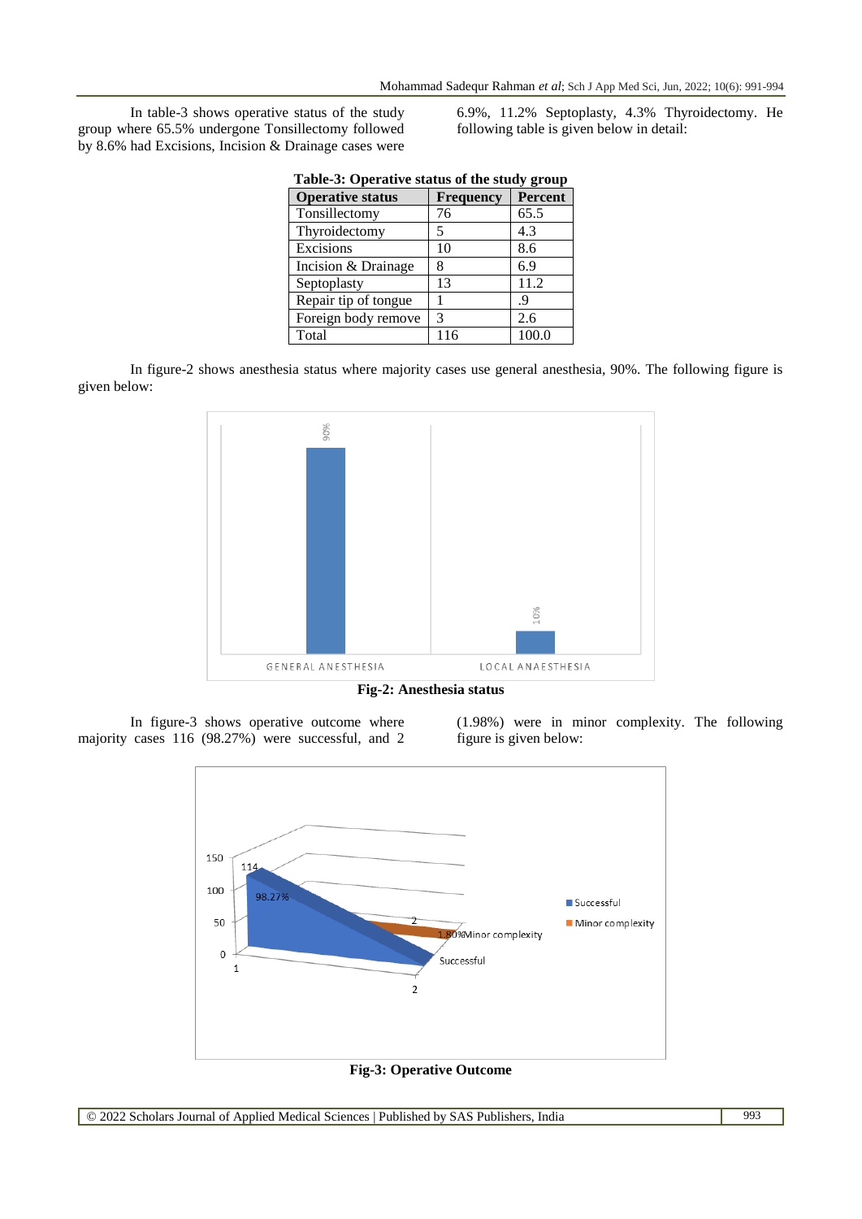In table-3 shows operative status of the study group where 65.5% undergone Tonsillectomy followed by 8.6% had Excisions, Incision & Drainage cases were 6.9%, 11.2% Septoplasty, 4.3% Thyroidectomy. He following table is given below in detail:

**Table-3: Operative status of the study group**

| Operative status | Frequency | Percent |
|---|---|---|
| Tonsillectomy | 76 | 65.5 |
| Thyroidectomy | 5 | 4.3 |
| Excisions | 10 | 8.6 |
| Incision & Drainage | 8 | 6.9 |
| Septoplasty | 13 | 11.2 |
| Repair tip of tongue | 1 | .9 |
| Foreign body remove | 3 | 2.6 |
| Total | 116 | 100.0 |

In figure-2 shows anesthesia status where majority cases use general anesthesia, 90%. The following figure is given below:

**Fig-2: Anesthesia status**

In figure-3 shows operative outcome where majority cases 116 (98.27%) were successful, and 2 (1.98%) were in minor complexity. The following figure is given below:

**Fig-3: Operative Outcome**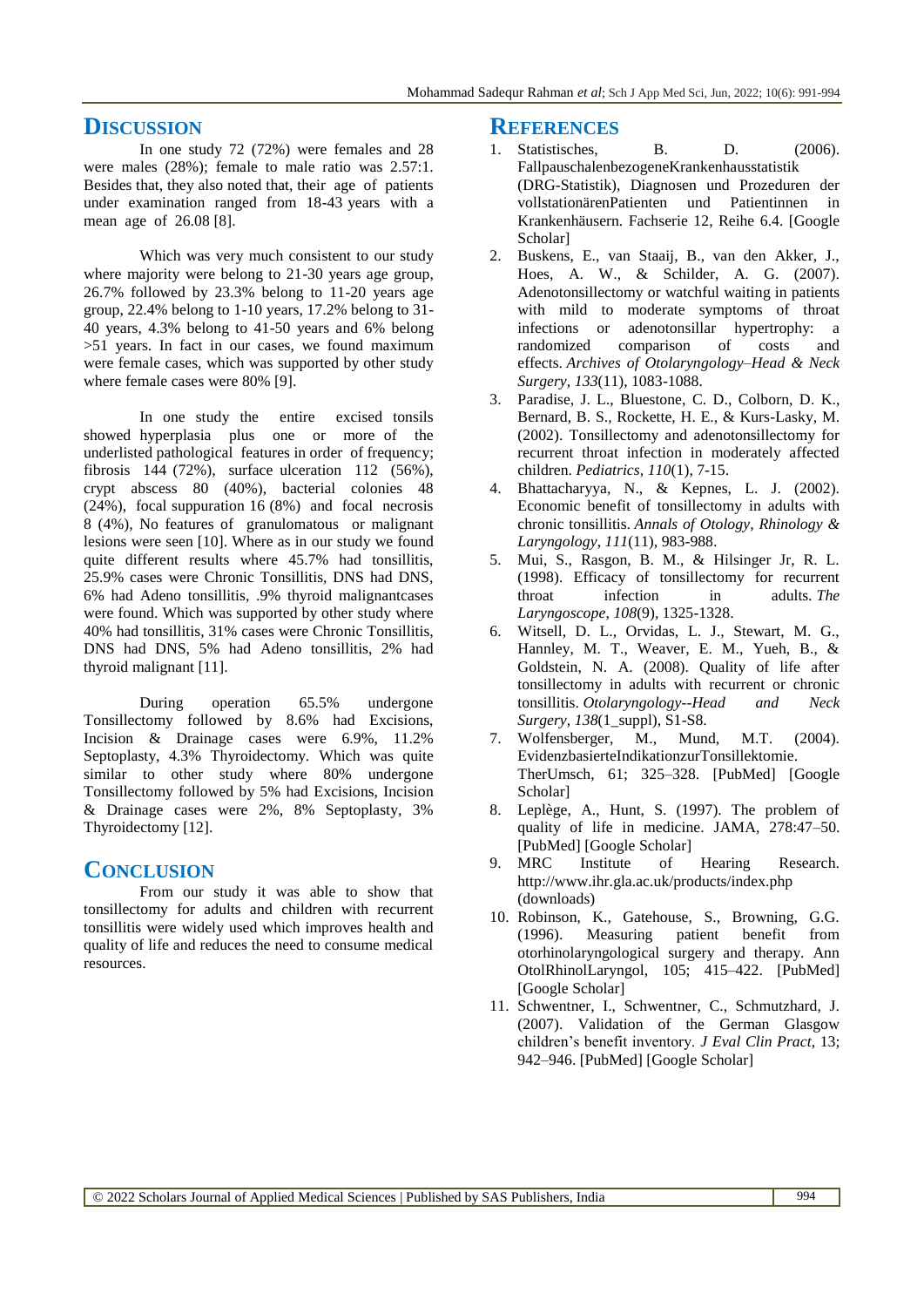# DISCUSSION

In one study 72 (72%) were females and 28 were males (28%); female to male ratio was 2.57:1. Besides that, they also noted that, their age of patients under examination ranged from 18-43 years with a mean age of 26.08 [8].

Which was very much consistent to our study where majority were belong to 21-30 years age group, 26.7% followed by 23.3% belong to 11-20 years age group, 22.4% belong to 1-10 years, 17.2% belong to 31-40 years, 4.3% belong to 41-50 years and 6% belong >51 years. In fact in our cases, we found maximum were female cases, which was supported by other study where female cases were 80% [9].

In one study the entire excised tonsils showed hyperplasia plus one or more of the underlisted pathological features in order of frequency; fibrosis 144 (72%), surface ulceration 112 (56%), crypt abscess 80 (40%), bacterial colonies 48 (24%), focal suppuration 16 (8%) and focal necrosis 8 (4%), No features of granulomatous or malignant lesions were seen [10]. Where as in our study we found quite different results where 45.7% had tonsillitis, 25.9% cases were Chronic Tonsillitis, DNS had DNS, 6% had Adeno tonsillitis, .9% thyroid malignantcases were found. Which was supported by other study where 40% had tonsillitis, 31% cases were Chronic Tonsillitis, DNS had DNS, 5% had Adeno tonsillitis, 2% had thyroid malignant [11].

During operation 65.5% undergone Tonsillectomy followed by 8.6% had Excisions, Incision & Drainage cases were 6.9%, 11.2% Septoplasty, 4.3% Thyroidectomy. Which was quite similar to other study where 80% undergone Tonsillectomy followed by 5% had Excisions, Incision & Drainage cases were 2%, 8% Septoplasty, 3% Thyroidectomy [12].

# CONCLUSION

From our study it was able to show that tonsillectomy for adults and children with recurrent tonsillitis were widely used which improves health and quality of life and reduces the need to consume medical resources.

# REFERENCES

1. Statistisches, B. D. (2006). FallpauschalenbezogeneKrankenhausstatistik (DRG-Statistik), Diagnosen und Prozeduren der vollstationärenPatienten und Patientinnen in Krankenhäusern. Fachserie 12, Reihe 6.4. [Google Scholar]
2. Buskens, E., van Staaij, B., van den Akker, J., Hoes, A. W., & Schilder, A. G. (2007). Adenotonsillectomy or watchful waiting in patients with mild to moderate symptoms of throat infections or adenotonsillar hypertrophy: a randomized comparison of costs and effects. *Archives of Otolaryngology–Head & Neck Surgery*, *133*(11), 1083-1088.
3. Paradise, J. L., Bluestone, C. D., Colborn, D. K., Bernard, B. S., Rockette, H. E., & Kurs-Lasky, M. (2002). Tonsillectomy and adenotonsillectomy for recurrent throat infection in moderately affected children. *Pediatrics*, *110*(1), 7-15.
4. Bhattacharyya, N., & Kepnes, L. J. (2002). Economic benefit of tonsillectomy in adults with chronic tonsillitis. *Annals of Otology, Rhinology & Laryngology*, *111*(11), 983-988.
5. Mui, S., Rasgon, B. M., & Hilsinger Jr, R. L. (1998). Efficacy of tonsillectomy for recurrent throat infection in adults. *The Laryngoscope*, *108*(9), 1325-1328.
6. Witsell, D. L., Orvidas, L. J., Stewart, M. G., Hannley, M. T., Weaver, E. M., Yueh, B., & Goldstein, N. A. (2008). Quality of life after tonsillectomy in adults with recurrent or chronic tonsillitis. *Otolaryngology--Head and Neck Surgery*, *138*(1_suppl), S1-S8.
7. Wolfensberger, M., Mund, M.T. (2004). EvidenzbasierteIndikationzurTonsillektomie. TherUmsch, 61; 325–328. [PubMed] [Google Scholar]
8. Leplège, A., Hunt, S. (1997). The problem of quality of life in medicine. JAMA, 278:47–50. [PubMed] [Google Scholar]
9. MRC Institute of Hearing Research. http://www.ihr.gla.ac.uk/products/index.php (downloads)
10. Robinson, K., Gatehouse, S., Browning, G.G. (1996). Measuring patient benefit from otorhinolaryngological surgery and therapy. Ann OtolRhinolLaryngol, 105; 415–422. [PubMed] [Google Scholar]
11. Schwentner, I., Schwentner, C., Schmutzhard, J. (2007). Validation of the German Glasgow children's benefit inventory. *J Eval Clin Pract*, 13; 942–946. [PubMed] [Google Scholar]